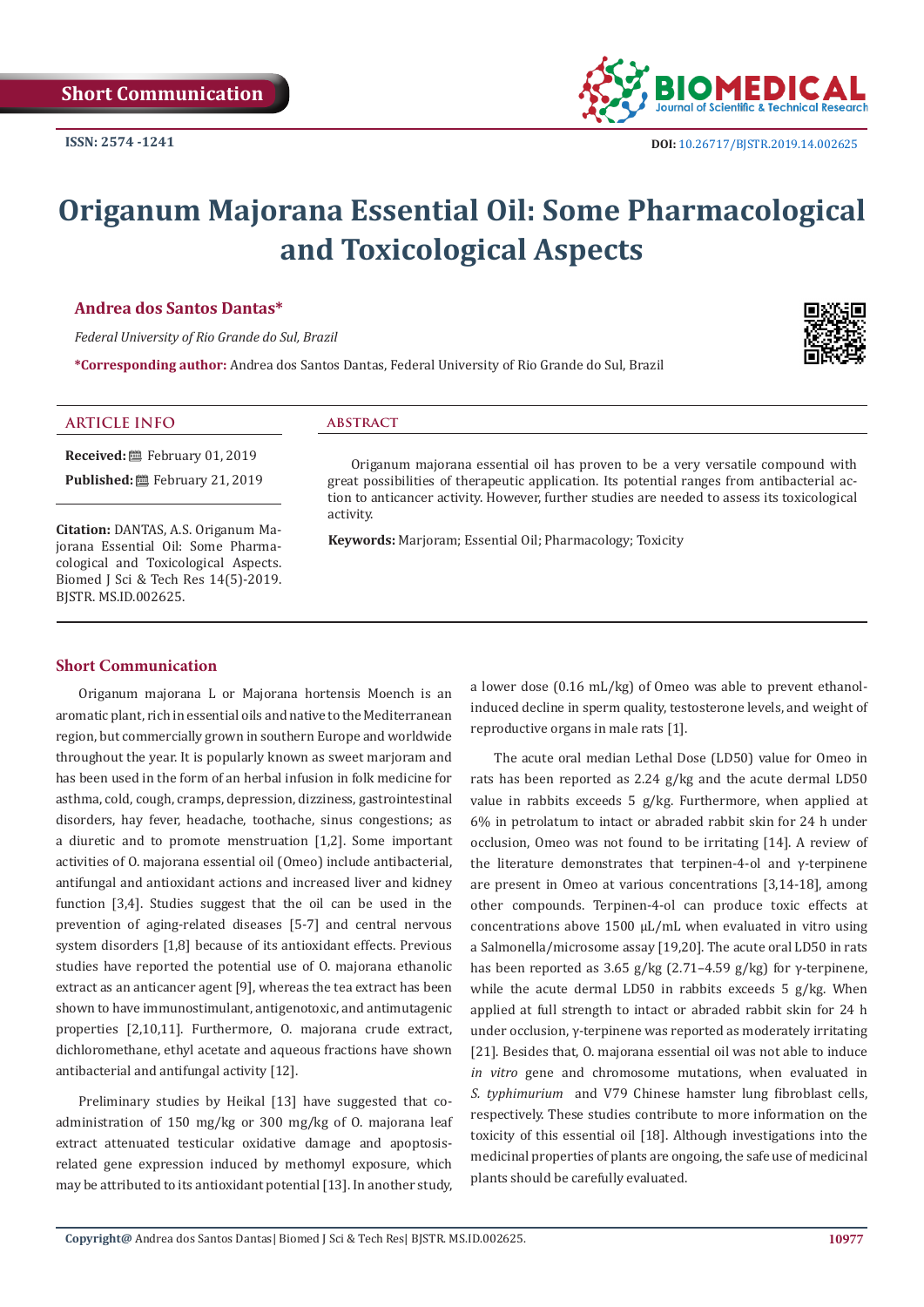Short Communication

ISSN: 2574 -1241

DOI: 10.26717/BJSTR.2019.14.002625

# Origanum Majorana Essential Oil: Some Pharmacological and Toxicological Aspects

**Andrea dos Santos Dantas***

*Federal University of Rio Grande do Sul, Brazil*

***Corresponding author:** Andrea dos Santos Dantas, Federal University of Rio Grande do Sul, Brazil

## ARTICLE INFO

**Received:** February 01, 2019

**Published:** February 21, 2019

**Citation:** DANTAS, A.S. Origanum Majorana Essential Oil: Some Pharmacological and Toxicological Aspects. Biomed J Sci & Tech Res 14(5)-2019. BJSTR. MS.ID.002625.

## ABSTRACT

Origanum majorana essential oil has proven to be a very versatile compound with great possibilities of therapeutic application. Its potential ranges from antibacterial action to anticancer activity. However, further studies are needed to assess its toxicological activity.

**Keywords:** Marjoram; Essential Oil; Pharmacology; Toxicity

## Short Communication

Origanum majorana L or Majorana hortensis Moench is an aromatic plant, rich in essential oils and native to the Mediterranean region, but commercially grown in southern Europe and worldwide throughout the year. It is popularly known as sweet marjoram and has been used in the form of an herbal infusion in folk medicine for asthma, cold, cough, cramps, depression, dizziness, gastrointestinal disorders, hay fever, headache, toothache, sinus congestions; as a diuretic and to promote menstruation [1,2]. Some important activities of O. majorana essential oil (Omeo) include antibacterial, antifungal and antioxidant actions and increased liver and kidney function [3,4]. Studies suggest that the oil can be used in the prevention of aging-related diseases [5-7] and central nervous system disorders [1,8] because of its antioxidant effects. Previous studies have reported the potential use of O. majorana ethanolic extract as an anticancer agent [9], whereas the tea extract has been shown to have immunostimulant, antigenotoxic, and antimutagenic properties [2,10,11]. Furthermore, O. majorana crude extract, dichloromethane, ethyl acetate and aqueous fractions have shown antibacterial and antifungal activity [12].

Preliminary studies by Heikal [13] have suggested that co-administration of 150 mg/kg or 300 mg/kg of O. majorana leaf extract attenuated testicular oxidative damage and apoptosis-related gene expression induced by methomyl exposure, which may be attributed to its antioxidant potential [13]. In another study, a lower dose (0.16 mL/kg) of Omeo was able to prevent ethanol-induced decline in sperm quality, testosterone levels, and weight of reproductive organs in male rats [1].

The acute oral median Lethal Dose (LD50) value for Omeo in rats has been reported as 2.24 g/kg and the acute dermal LD50 value in rabbits exceeds 5 g/kg. Furthermore, when applied at 6% in petrolatum to intact or abraded rabbit skin for 24 h under occlusion, Omeo was not found to be irritating [14]. A review of the literature demonstrates that terpinen-4-ol and γ-terpinene are present in Omeo at various concentrations [3,14-18], among other compounds. Terpinen-4-ol can produce toxic effects at concentrations above 1500 μL/mL when evaluated in vitro using a Salmonella/microsome assay [19,20]. The acute oral LD50 in rats has been reported as 3.65 g/kg (2.71–4.59 g/kg) for γ-terpinene, while the acute dermal LD50 in rabbits exceeds 5 g/kg. When applied at full strength to intact or abraded rabbit skin for 24 h under occlusion, γ-terpinene was reported as moderately irritating [21]. Besides that, O. majorana essential oil was not able to induce *in vitro* gene and chromosome mutations, when evaluated in *S. typhimurium* and V79 Chinese hamster lung fibroblast cells, respectively. These studies contribute to more information on the toxicity of this essential oil [18]. Although investigations into the medicinal properties of plants are ongoing, the safe use of medicinal plants should be carefully evaluated.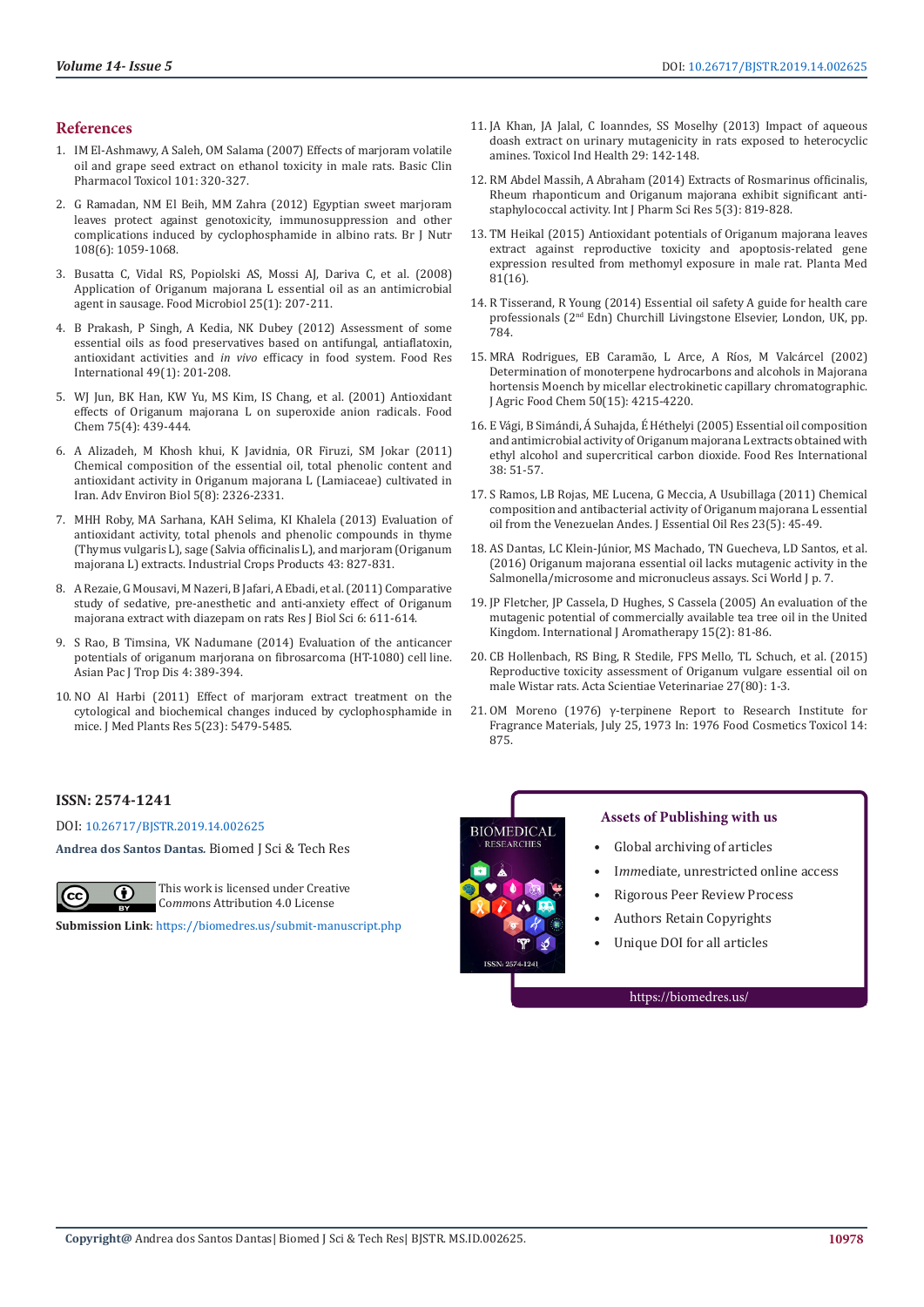## References

1. IM El-Ashmawy, A Saleh, OM Salama (2007) Effects of marjoram volatile oil and grape seed extract on ethanol toxicity in male rats. Basic Clin Pharmacol Toxicol 101: 320-327.
2. G Ramadan, NM El Beih, MM Zahra (2012) Egyptian sweet marjoram leaves protect against genotoxicity, immunosuppression and other complications induced by cyclophosphamide in albino rats. Br J Nutr 108(6): 1059-1068.
3. Busatta C, Vidal RS, Popiolski AS, Mossi AJ, Dariva C, et al. (2008) Application of Origanum majorana L essential oil as an antimicrobial agent in sausage. Food Microbiol 25(1): 207-211.
4. B Prakash, P Singh, A Kedia, NK Dubey (2012) Assessment of some essential oils as food preservatives based on antifungal, antiaflatoxin, antioxidant activities and *in vivo* efficacy in food system. Food Res International 49(1): 201-208.
5. WJ Jun, BK Han, KW Yu, MS Kim, IS Chang, et al. (2001) Antioxidant effects of Origanum majorana L on superoxide anion radicals. Food Chem 75(4): 439-444.
6. A Alizadeh, M Khosh khui, K Javidnia, OR Firuzi, SM Jokar (2011) Chemical composition of the essential oil, total phenolic content and antioxidant activity in Origanum majorana L (Lamiaceae) cultivated in Iran. Adv Environ Biol 5(8): 2326-2331.
7. MHH Roby, MA Sarhana, KAH Selima, KI Khalela (2013) Evaluation of antioxidant activity, total phenols and phenolic compounds in thyme (Thymus vulgaris L), sage (Salvia officinalis L), and marjoram (Origanum majorana L) extracts. Industrial Crops Products 43: 827-831.
8. A Rezaie, G Mousavi, M Nazeri, B Jafari, A Ebadi, et al. (2011) Comparative study of sedative, pre-anesthetic and anti-anxiety effect of Origanum majorana extract with diazepam on rats Res J Biol Sci 6: 611-614.
9. S Rao, B Timsina, VK Nadumane (2014) Evaluation of the anticancer potentials of origanum marjorana on fibrosarcoma (HT-1080) cell line. Asian Pac J Trop Dis 4: 389-394.
10. NO Al Harbi (2011) Effect of marjoram extract treatment on the cytological and biochemical changes induced by cyclophosphamide in mice. J Med Plants Res 5(23): 5479-5485.
11. JA Khan, JA Jalal, C Ioanndes, SS Moselhy (2013) Impact of aqueous doash extract on urinary mutagenicity in rats exposed to heterocyclic amines. Toxicol Ind Health 29: 142-148.
12. RM Abdel Massih, A Abraham (2014) Extracts of Rosmarinus officinalis, Rheum rhaponticum and Origanum majorana exhibit significant anti-staphylococcal activity. Int J Pharm Sci Res 5(3): 819-828.
13. TM Heikal (2015) Antioxidant potentials of Origanum majorana leaves extract against reproductive toxicity and apoptosis-related gene expression resulted from methomyl exposure in male rat. Planta Med 81(16).
14. R Tisserand, R Young (2014) Essential oil safety A guide for health care professionals (2nd Edn) Churchill Livingstone Elsevier, London, UK, pp. 784.
15. MRA Rodrigues, EB Caramão, L Arce, A Ríos, M Valcárcel (2002) Determination of monoterpene hydrocarbons and alcohols in Majorana hortensis Moench by micellar electrokinetic capillary chromatographic. J Agric Food Chem 50(15): 4215-4220.
16. E Vági, B Simándi, Á Suhajda, É Héthelyi (2005) Essential oil composition and antimicrobial activity of Origanum majorana L extracts obtained with ethyl alcohol and supercritical carbon dioxide. Food Res International 38: 51-57.
17. S Ramos, LB Rojas, ME Lucena, G Meccia, A Usubillaga (2011) Chemical composition and antibacterial activity of Origanum majorana L essential oil from the Venezuelan Andes. J Essential Oil Res 23(5): 45-49.
18. AS Dantas, LC Klein-Júnior, MS Machado, TN Guecheva, LD Santos, et al. (2016) Origanum majorana essential oil lacks mutagenic activity in the Salmonella/microsome and micronucleus assays. Sci World J p. 7.
19. JP Fletcher, JP Cassela, D Hughes, S Cassela (2005) An evaluation of the mutagenic potential of commercially available tea tree oil in the United Kingdom. International J Aromatherapy 15(2): 81-86.
20. CB Hollenbach, RS Bing, R Stedile, FPS Mello, TL Schuch, et al. (2015) Reproductive toxicity assessment of Origanum vulgare essential oil on male Wistar rats. Acta Scientiae Veterinariae 27(80): 1-3.
21. OM Moreno (1976) γ-terpinene Report to Research Institute for Fragrance Materials, July 25, 1973 In: 1976 Food Cosmetics Toxicol 14: 875.

**ISSN: 2574-1241**

DOI: 10.26717/BJSTR.2019.14.002625

**Andrea dos Santos Dantas.** Biomed J Sci & Tech Res

This work is licensed under Creative Commons Attribution 4.0 License

**Submission Link**: https://biomedres.us/submit-manuscript.php

**Assets of Publishing with us**

- Global archiving of articles
- Immediate, unrestricted online access
- Rigorous Peer Review Process
- Authors Retain Copyrights
- Unique DOI for all articles

https://biomedres.us/